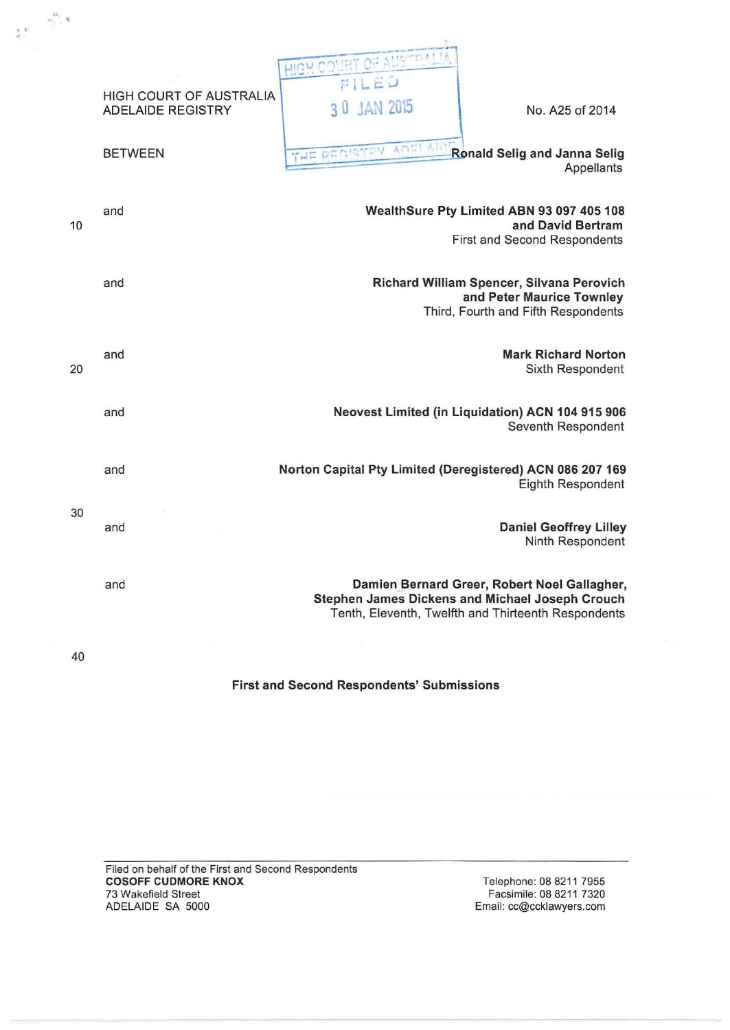HIGH COURT OF AUSTRALIA
ADELAIDE REGISTRY

HIGH COURT OF AUSTRALIA
FILED
30 JAN 2015
THE REGISTRY ADELAIDE

No. A25 of 2014

BETWEEN

**Ronald Selig and Janna Selig**
Appellants

and

**WealthSure Pty Limited ABN 93 097 405 108 and David Bertram**
First and Second Respondents

and

**Richard William Spencer, Silvana Perovich and Peter Maurice Townley**
Third, Fourth and Fifth Respondents

and

**Mark Richard Norton**
Sixth Respondent

and

**Neovest Limited (in Liquidation) ACN 104 915 906**
Seventh Respondent

and

**Norton Capital Pty Limited (Deregistered) ACN 086 207 169**
Eighth Respondent

and

**Daniel Geoffrey Lilley**
Ninth Respondent

and

**Damien Bernard Greer, Robert Noel Gallagher, Stephen James Dickens and Michael Joseph Crouch**
Tenth, Eleventh, Twelfth and Thirteenth Respondents

**First and Second Respondents' Submissions**

---

Filed on behalf of the First and Second Respondents
**COSOFF CUDMORE KNOX**
73 Wakefield Street
ADELAIDE SA 5000

Telephone: 08 8211 7955
Facsimile: 08 8211 7320
Email: cc@ccklawyers.com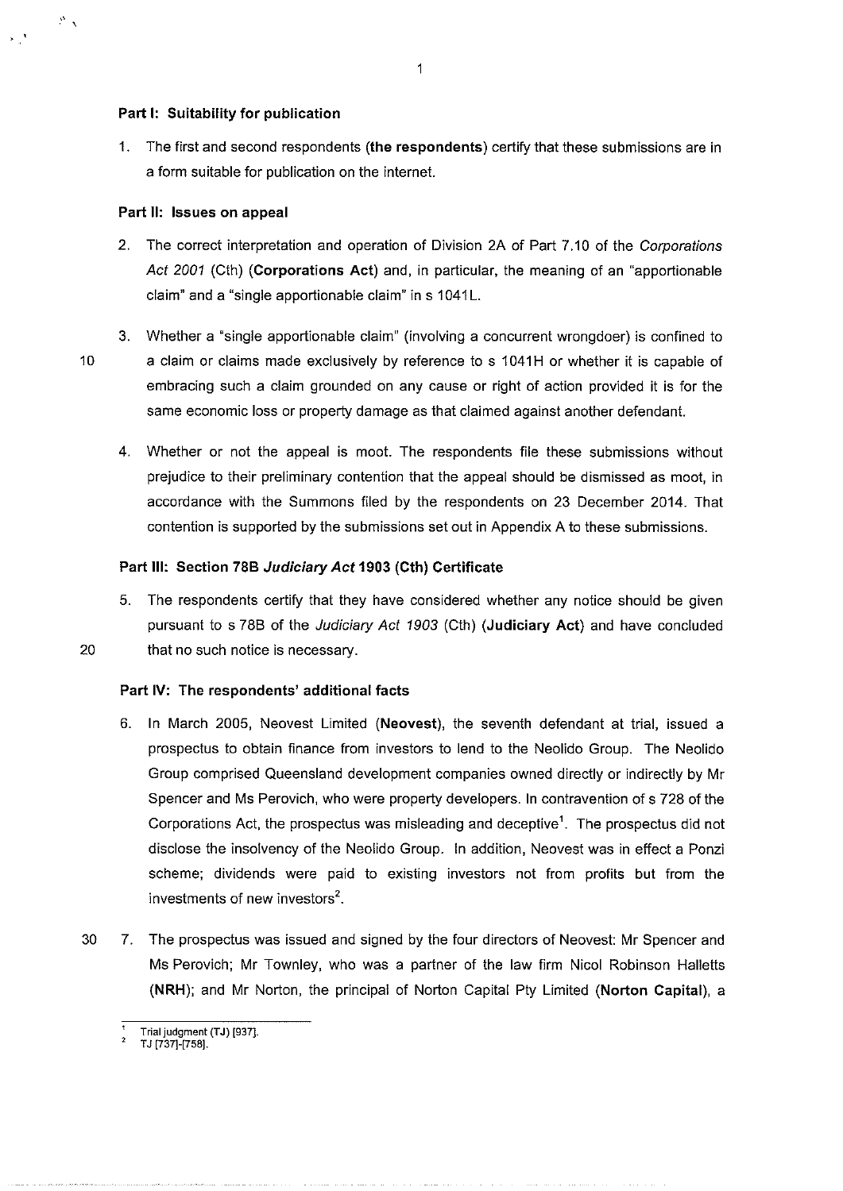**Part I: Suitability for publication**

1. The first and second respondents (**the respondents**) certify that these submissions are in a form suitable for publication on the internet.

**Part II: Issues on appeal**

2. The correct interpretation and operation of Division 2A of Part 7.10 of the *Corporations Act 2001* (Cth) (**Corporations Act**) and, in particular, the meaning of an "apportionable claim" and a "single apportionable claim" in s 1041L.

3. Whether a "single apportionable claim" (involving a concurrent wrongdoer) is confined to a claim or claims made exclusively by reference to s 1041H or whether it is capable of embracing such a claim grounded on any cause or right of action provided it is for the same economic loss or property damage as that claimed against another defendant.

4. Whether or not the appeal is moot. The respondents file these submissions without prejudice to their preliminary contention that the appeal should be dismissed as moot, in accordance with the Summons filed by the respondents on 23 December 2014. That contention is supported by the submissions set out in Appendix A to these submissions.

**Part III: Section 78B *Judiciary Act* 1903 (Cth) Certificate**

5. The respondents certify that they have considered whether any notice should be given pursuant to s 78B of the *Judiciary Act 1903* (Cth) (**Judiciary Act**) and have concluded that no such notice is necessary.

**Part IV: The respondents' additional facts**

6. In March 2005, Neovest Limited (**Neovest**), the seventh defendant at trial, issued a prospectus to obtain finance from investors to lend to the Neolido Group. The Neolido Group comprised Queensland development companies owned directly or indirectly by Mr Spencer and Ms Perovich, who were property developers. In contravention of s 728 of the Corporations Act, the prospectus was misleading and deceptive[1]. The prospectus did not disclose the insolvency of the Neolido Group. In addition, Neovest was in effect a Ponzi scheme; dividends were paid to existing investors not from profits but from the investments of new investors[2].

7. The prospectus was issued and signed by the four directors of Neovest: Mr Spencer and Ms Perovich; Mr Townley, who was a partner of the law firm Nicol Robinson Halletts (**NRH**); and Mr Norton, the principal of Norton Capital Pty Limited (**Norton Capital**), a

[1] Trial judgment (TJ) [937].

[2] TJ [737]-[758].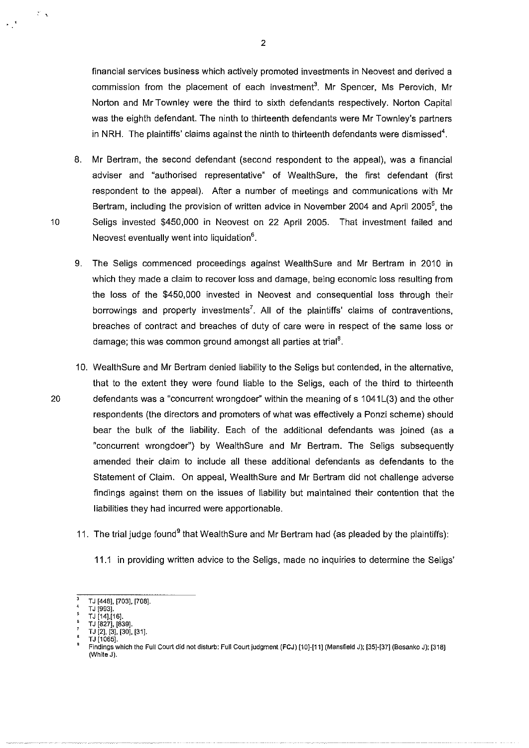financial services business which actively promoted investments in Neovest and derived a commission from the placement of each investment[3]. Mr Spencer, Ms Perovich, Mr Norton and Mr Townley were the third to sixth defendants respectively. Norton Capital was the eighth defendant. The ninth to thirteenth defendants were Mr Townley's partners in NRH. The plaintiffs' claims against the ninth to thirteenth defendants were dismissed[4].

8. Mr Bertram, the second defendant (second respondent to the appeal), was a financial adviser and "authorised representative" of WealthSure, the first defendant (first respondent to the appeal). After a number of meetings and communications with Mr Bertram, including the provision of written advice in November 2004 and April 2005[5], the Seligs invested $450,000 in Neovest on 22 April 2005. That investment failed and Neovest eventually went into liquidation[6].

9. The Seligs commenced proceedings against WealthSure and Mr Bertram in 2010 in which they made a claim to recover loss and damage, being economic loss resulting from the loss of the $450,000 invested in Neovest and consequential loss through their borrowings and property investments[7]. All of the plaintiffs' claims of contraventions, breaches of contract and breaches of duty of care were in respect of the same loss or damage; this was common ground amongst all parties at trial[8].

10. WealthSure and Mr Bertram denied liability to the Seligs but contended, in the alternative, that to the extent they were found liable to the Seligs, each of the third to thirteenth defendants was a "concurrent wrongdoer" within the meaning of s 1041L(3) and the other respondents (the directors and promoters of what was effectively a Ponzi scheme) should bear the bulk of the liability. Each of the additional defendants was joined (as a "concurrent wrongdoer") by WealthSure and Mr Bertram. The Seligs subsequently amended their claim to include all these additional defendants as defendants to the Statement of Claim. On appeal, WealthSure and Mr Bertram did not challenge adverse findings against them on the issues of liability but maintained their contention that the liabilities they had incurred were apportionable.

11. The trial judge found[9] that WealthSure and Mr Bertram had (as pleaded by the plaintiffs):

    11.1 in providing written advice to the Seligs, made no inquiries to determine the Seligs'

---

[3] TJ [448], [703], [708].
[4] TJ [993].
[5] TJ [14],[16].
[6] TJ [827], [839].
[7] TJ [2], [3], [30], [31].
[8] TJ [1065].
[9] Findings which the Full Court did not disturb: Full Court judgment (FCJ) [10]-[11] (Mansfield J); [35]-[37] (Besanko J); [318] (White J).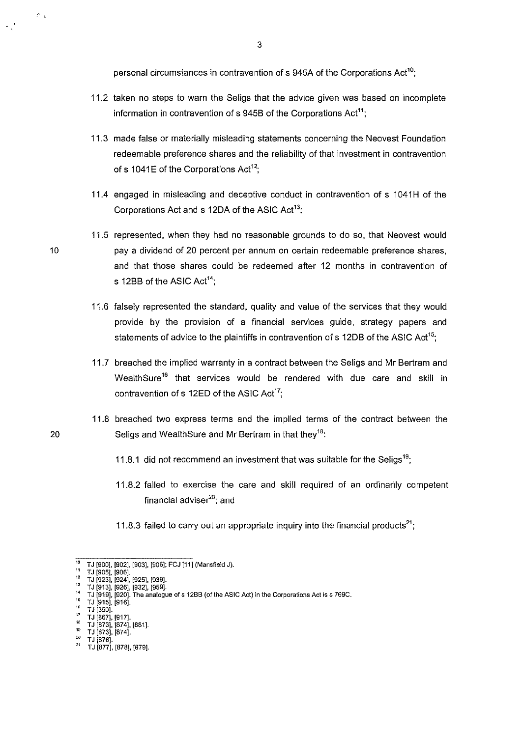personal circumstances in contravention of s 945A of the Corporations Act[10];

11.2 taken no steps to warn the Seligs that the advice given was based on incomplete information in contravention of s 945B of the Corporations Act[11];

11.3 made false or materially misleading statements concerning the Neovest Foundation redeemable preference shares and the reliability of that investment in contravention of s 1041E of the Corporations Act[12];

11.4 engaged in misleading and deceptive conduct in contravention of s 1041H of the Corporations Act and s 12DA of the ASIC Act[13];

11.5 represented, when they had no reasonable grounds to do so, that Neovest would pay a dividend of 20 percent per annum on certain redeemable preference shares, and that those shares could be redeemed after 12 months in contravention of s 12BB of the ASIC Act[14];

11.6 falsely represented the standard, quality and value of the services that they would provide by the provision of a financial services guide, strategy papers and statements of advice to the plaintiffs in contravention of s 12DB of the ASIC Act[15];

11.7 breached the implied warranty in a contract between the Seligs and Mr Bertram and WealthSure[16] that services would be rendered with due care and skill in contravention of s 12ED of the ASIC Act[17];

11.8 breached two express terms and the implied terms of the contract between the Seligs and WealthSure and Mr Bertram in that they[18]:

11.8.1 did not recommend an investment that was suitable for the Seligs[19];

11.8.2 failed to exercise the care and skill required of an ordinarily competent financial adviser[20]; and

11.8.3 failed to carry out an appropriate inquiry into the financial products[21];

---

[10] TJ [900], [902], [903], [906]; FCJ [11] (Mansfield J).
[11] TJ [905], [906].
[12] TJ [923], [924], [925], [939].
[13] TJ [913], [926], [932], [959].
[14] TJ [919], [920]. The analogue of s 12BB (of the ASIC Act) in the Corporations Act is s 769C.
[15] TJ [915], [916].
[16] TJ [350].
[17] TJ [867], [917].
[18] TJ [873], [874], [881].
[19] TJ [873], [874].
[20] TJ [876].
[21] TJ [877], [878], [879].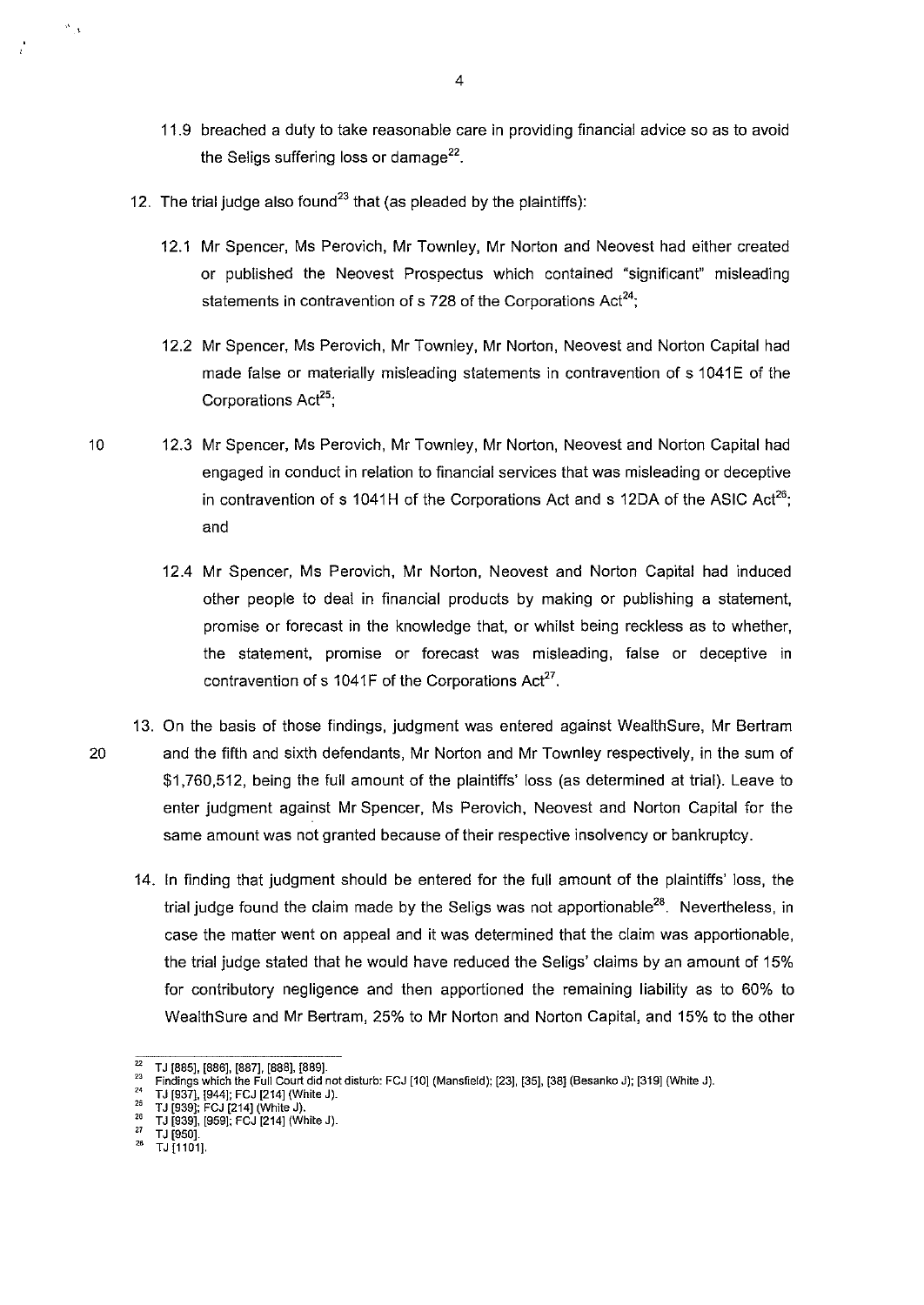11.9 breached a duty to take reasonable care in providing financial advice so as to avoid the Seligs suffering loss or damage[22].

12. The trial judge also found[23] that (as pleaded by the plaintiffs):

    12.1 Mr Spencer, Ms Perovich, Mr Townley, Mr Norton and Neovest had either created or published the Neovest Prospectus which contained "significant" misleading statements in contravention of s 728 of the Corporations Act[24];

    12.2 Mr Spencer, Ms Perovich, Mr Townley, Mr Norton, Neovest and Norton Capital had made false or materially misleading statements in contravention of s 1041E of the Corporations Act[25];

    12.3 Mr Spencer, Ms Perovich, Mr Townley, Mr Norton, Neovest and Norton Capital had engaged in conduct in relation to financial services that was misleading or deceptive in contravention of s 1041H of the Corporations Act and s 12DA of the ASIC Act[26]; and

    12.4 Mr Spencer, Ms Perovich, Mr Norton, Neovest and Norton Capital had induced other people to deal in financial products by making or publishing a statement, promise or forecast in the knowledge that, or whilst being reckless as to whether, the statement, promise or forecast was misleading, false or deceptive in contravention of s 1041F of the Corporations Act[27].

13. On the basis of those findings, judgment was entered against WealthSure, Mr Bertram and the fifth and sixth defendants, Mr Norton and Mr Townley respectively, in the sum of $1,760,512, being the full amount of the plaintiffs' loss (as determined at trial). Leave to enter judgment against Mr Spencer, Ms Perovich, Neovest and Norton Capital for the same amount was not granted because of their respective insolvency or bankruptcy.

14. In finding that judgment should be entered for the full amount of the plaintiffs' loss, the trial judge found the claim made by the Seligs was not apportionable[28]. Nevertheless, in case the matter went on appeal and it was determined that the claim was apportionable, the trial judge stated that he would have reduced the Seligs' claims by an amount of 15% for contributory negligence and then apportioned the remaining liability as to 60% to WealthSure and Mr Bertram, 25% to Mr Norton and Norton Capital, and 15% to the other

---

[22] TJ [885], [886], [887], [888], [889].
[23] Findings which the Full Court did not disturb: FCJ [10] (Mansfield); [23], [35], [38] (Besanko J); [319] (White J).
[24] TJ [937], [944]; FCJ [214] (White J).
[25] TJ [939]; FCJ [214] (White J).
[26] TJ [939], [959]; FCJ [214] (White J).
[27] TJ [950].
[28] TJ [1101].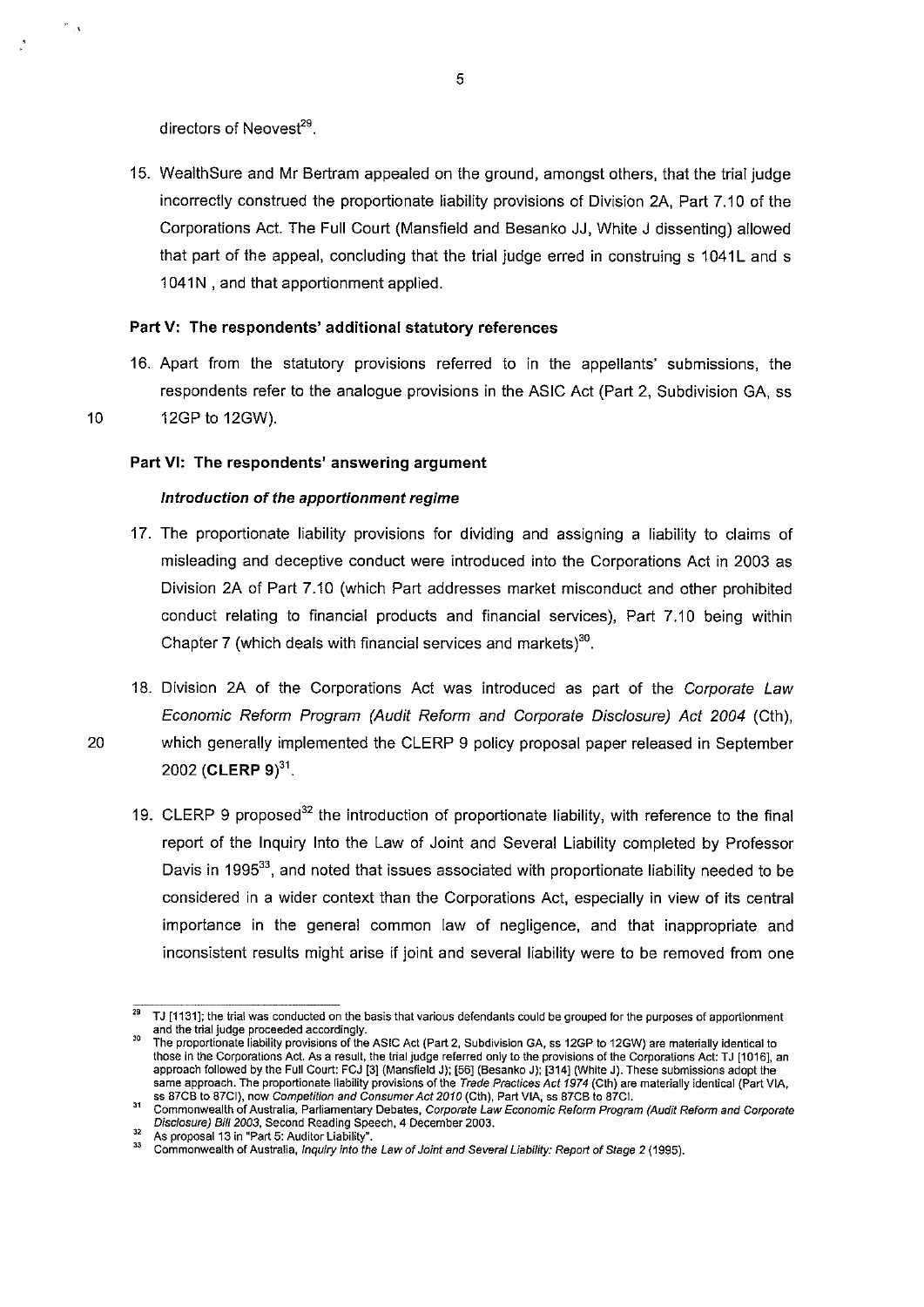directors of Neovest[29].

15. WealthSure and Mr Bertram appealed on the ground, amongst others, that the trial judge incorrectly construed the proportionate liability provisions of Division 2A, Part 7.10 of the Corporations Act. The Full Court (Mansfield and Besanko JJ, White J dissenting) allowed that part of the appeal, concluding that the trial judge erred in construing s 1041L and s 1041N , and that apportionment applied.

### Part V: The respondents' additional statutory references

16. Apart from the statutory provisions referred to in the appellants' submissions, the respondents refer to the analogue provisions in the ASIC Act (Part 2, Subdivision GA, ss 12GP to 12GW).

### Part VI: The respondents' answering argument

#### *Introduction of the apportionment regime*

17. The proportionate liability provisions for dividing and assigning a liability to claims of misleading and deceptive conduct were introduced into the Corporations Act in 2003 as Division 2A of Part 7.10 (which Part addresses market misconduct and other prohibited conduct relating to financial products and financial services), Part 7.10 being within Chapter 7 (which deals with financial services and markets)[30].

18. Division 2A of the Corporations Act was introduced as part of the *Corporate Law Economic Reform Program (Audit Reform and Corporate Disclosure) Act 2004* (Cth), which generally implemented the CLERP 9 policy proposal paper released in September 2002 (**CLERP 9**)[31].

19. CLERP 9 proposed[32] the introduction of proportionate liability, with reference to the final report of the Inquiry Into the Law of Joint and Several Liability completed by Professor Davis in 1995[33], and noted that issues associated with proportionate liability needed to be considered in a wider context than the Corporations Act, especially in view of its central importance in the general common law of negligence, and that inappropriate and inconsistent results might arise if joint and several liability were to be removed from one

---

[29] TJ [1131]; the trial was conducted on the basis that various defendants could be grouped for the purposes of apportionment and the trial judge proceeded accordingly.

[30] The proportionate liability provisions of the ASIC Act (Part 2, Subdivision GA, ss 12GP to 12GW) are materially identical to those in the Corporations Act. As a result, the trial judge referred only to the provisions of the Corporations Act: TJ [1016], an approach followed by the Full Court: FCJ [3] (Mansfield J); [56] (Besanko J); [314] (White J). These submissions adopt the same approach. The proportionate liability provisions of the *Trade Practices Act 1974* (Cth) are materially identical (Part VIA, ss 87CB to 87CI), now *Competition and Consumer Act 2010* (Cth), Part VIA, ss 87CB to 87CI.

[31] Commonwealth of Australia, Parliamentary Debates, *Corporate Law Economic Reform Program (Audit Reform and Corporate Disclosure) Bill 2003*, Second Reading Speech, 4 December 2003.

[32] As proposal 13 in "Part 5: Auditor Liability".

[33] Commonwealth of Australia, *Inquiry into the Law of Joint and Several Liability: Report of Stage 2* (1995).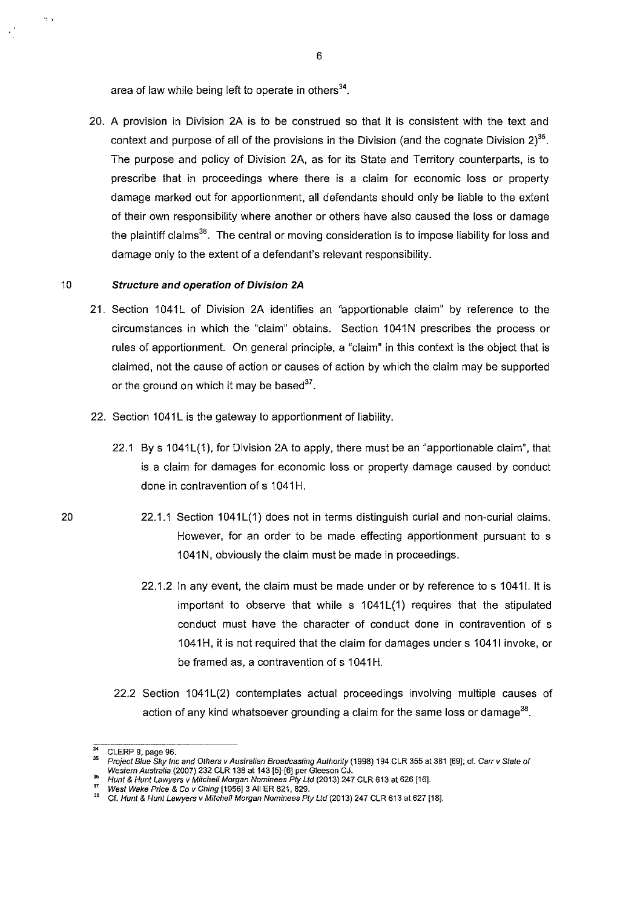area of law while being left to operate in others[34].

20. A provision in Division 2A is to be construed so that it is consistent with the text and context and purpose of all of the provisions in the Division (and the cognate Division 2)[35]. The purpose and policy of Division 2A, as for its State and Territory counterparts, is to prescribe that in proceedings where there is a claim for economic loss or property damage marked out for apportionment, all defendants should only be liable to the extent of their own responsibility where another or others have also caused the loss or damage the plaintiff claims[36]. The central or moving consideration is to impose liability for loss and damage only to the extent of a defendant's relevant responsibility.

### *Structure and operation of Division 2A*

21. Section 1041L of Division 2A identifies an "apportionable claim" by reference to the circumstances in which the "claim" obtains. Section 1041N prescribes the process or rules of apportionment. On general principle, a "claim" in this context is the object that is claimed, not the cause of action or causes of action by which the claim may be supported or the ground on which it may be based[37].

22. Section 1041L is the gateway to apportionment of liability.

    22.1 By s 1041L(1), for Division 2A to apply, there must be an "apportionable claim", that is a claim for damages for economic loss or property damage caused by conduct done in contravention of s 1041H.

        22.1.1 Section 1041L(1) does not in terms distinguish curial and non-curial claims. However, for an order to be made effecting apportionment pursuant to s 1041N, obviously the claim must be made in proceedings.

        22.1.2 In any event, the claim must be made under or by reference to s 1041I. It is important to observe that while s 1041L(1) requires that the stipulated conduct must have the character of conduct done in contravention of s 1041H, it is not required that the claim for damages under s 1041I invoke, or be framed as, a contravention of s 1041H.

    22.2 Section 1041L(2) contemplates actual proceedings involving multiple causes of action of any kind whatsoever grounding a claim for the same loss or damage[38].

---

[34] CLERP 9, page 96.

[35] *Project Blue Sky Inc and Others v Australian Broadcasting Authority* (1998) 194 CLR 355 at 381 [69]; cf. *Carr v State of Western Australia* (2007) 232 CLR 138 at 143 [5]-[6] per Gleeson CJ.

[36] *Hunt & Hunt Lawyers v Mitchell Morgan Nominees Pty Ltd* (2013) 247 CLR 613 at 626 [16].

[37] *West Wake Price & Co v Ching* [1956] 3 All ER 821, 829.

[38] Cf. *Hunt & Hunt Lawyers v Mitchell Morgan Nominees Pty Ltd* (2013) 247 CLR 613 at 627 [18].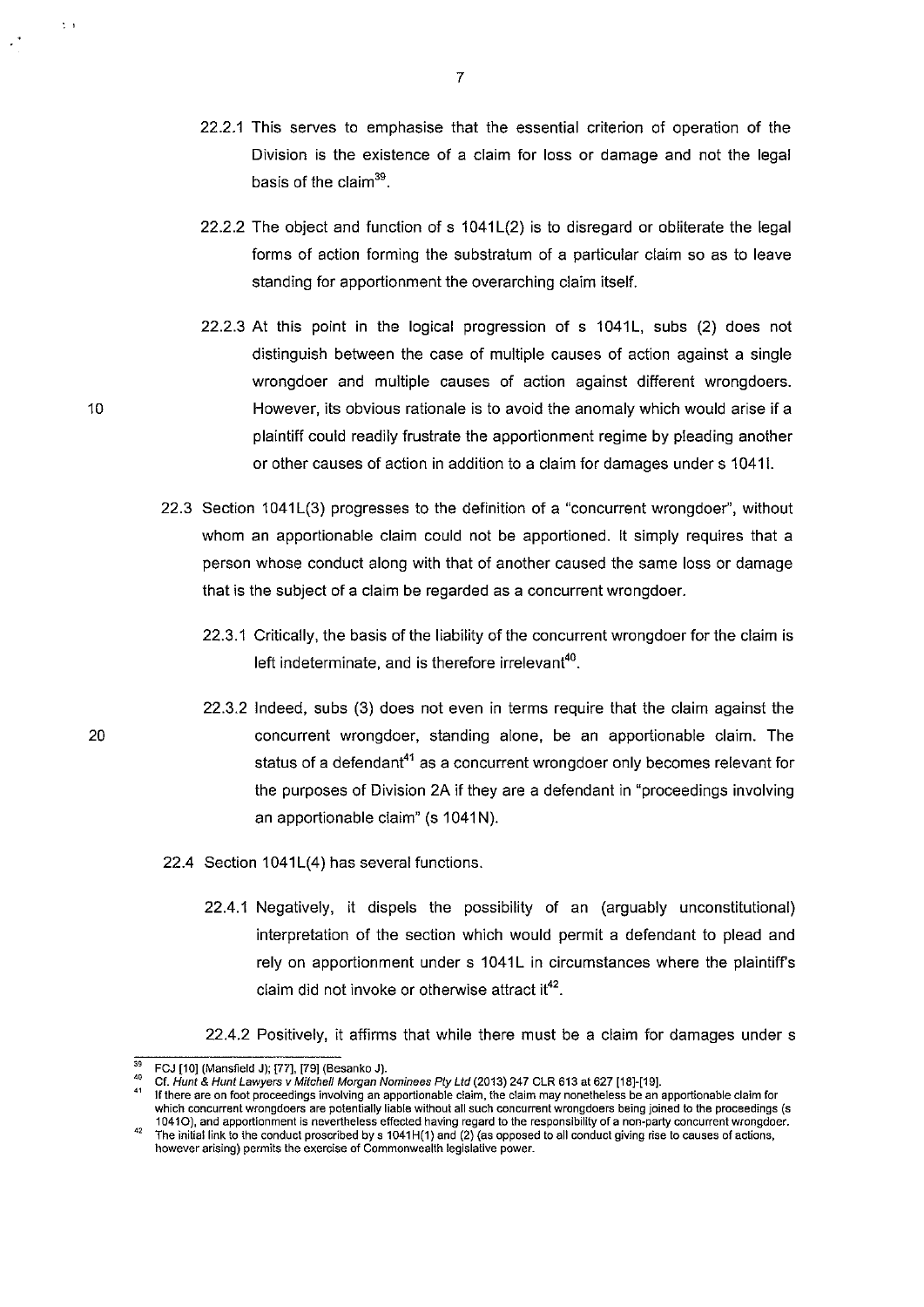22.2.1 This serves to emphasise that the essential criterion of operation of the Division is the existence of a claim for loss or damage and not the legal basis of the claim[39].

22.2.2 The object and function of s 1041L(2) is to disregard or obliterate the legal forms of action forming the substratum of a particular claim so as to leave standing for apportionment the overarching claim itself.

22.2.3 At this point in the logical progression of s 1041L, subs (2) does not distinguish between the case of multiple causes of action against a single wrongdoer and multiple causes of action against different wrongdoers. However, its obvious rationale is to avoid the anomaly which would arise if a plaintiff could readily frustrate the apportionment regime by pleading another or other causes of action in addition to a claim for damages under s 1041I.

22.3 Section 1041L(3) progresses to the definition of a "concurrent wrongdoer", without whom an apportionable claim could not be apportioned. It simply requires that a person whose conduct along with that of another caused the same loss or damage that is the subject of a claim be regarded as a concurrent wrongdoer.

22.3.1 Critically, the basis of the liability of the concurrent wrongdoer for the claim is left indeterminate, and is therefore irrelevant[40].

22.3.2 Indeed, subs (3) does not even in terms require that the claim against the concurrent wrongdoer, standing alone, be an apportionable claim. The status of a defendant[41] as a concurrent wrongdoer only becomes relevant for the purposes of Division 2A if they are a defendant in "proceedings involving an apportionable claim" (s 1041N).

22.4 Section 1041L(4) has several functions.

22.4.1 Negatively, it dispels the possibility of an (arguably unconstitutional) interpretation of the section which would permit a defendant to plead and rely on apportionment under s 1041L in circumstances where the plaintiff's claim did not invoke or otherwise attract it[42].

22.4.2 Positively, it affirms that while there must be a claim for damages under s

---

[39] FCJ [10] (Mansfield J); [77], [79] (Besanko J).

[40] Cf. *Hunt & Hunt Lawyers v Mitchell Morgan Nominees Pty Ltd* (2013) 247 CLR 613 at 627 [18]-[19].

[41] If there are on foot proceedings involving an apportionable claim, the claim may nonetheless be an apportionable claim for which concurrent wrongdoers are potentially liable without all such concurrent wrongdoers being joined to the proceedings (s 1041O), and apportionment is nevertheless effected having regard to the responsibility of a non-party concurrent wrongdoer.

[42] The initial link to the conduct proscribed by s 1041H(1) and (2) (as opposed to all conduct giving rise to causes of actions, however arising) permits the exercise of Commonwealth legislative power.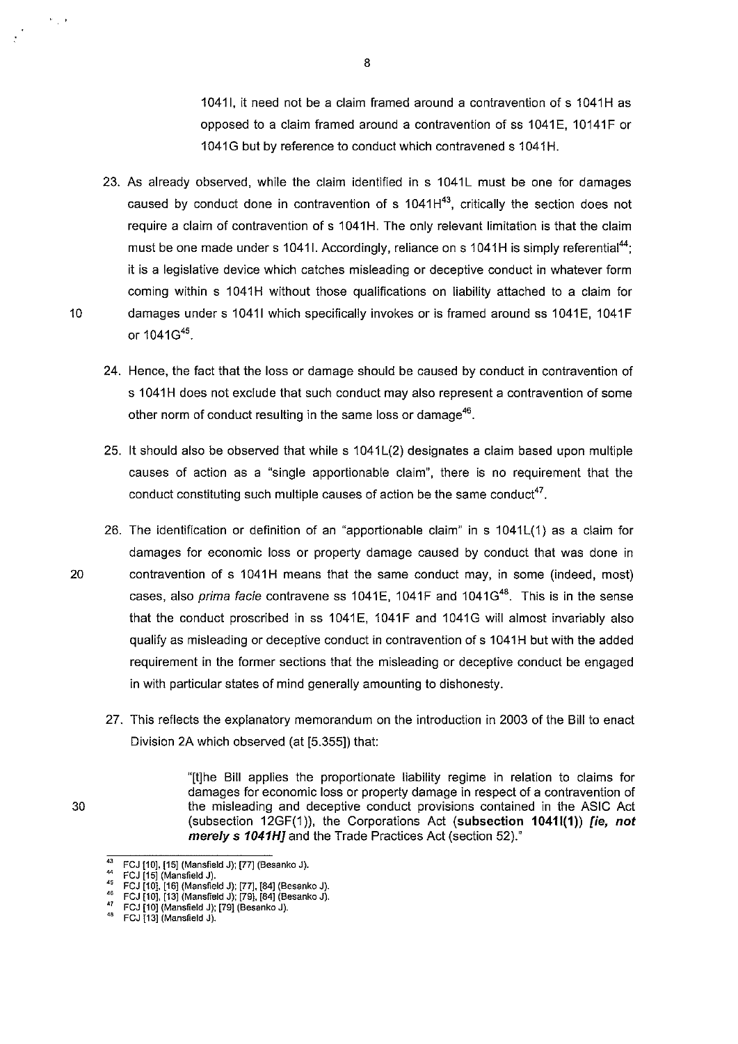1041I, it need not be a claim framed around a contravention of s 1041H as opposed to a claim framed around a contravention of ss 1041E, 10141F or 1041G but by reference to conduct which contravened s 1041H.

23. As already observed, while the claim identified in s 1041L must be one for damages caused by conduct done in contravention of s 1041H[43], critically the section does not require a claim of contravention of s 1041H. The only relevant limitation is that the claim must be one made under s 1041I. Accordingly, reliance on s 1041H is simply referential[44]; it is a legislative device which catches misleading or deceptive conduct in whatever form coming within s 1041H without those qualifications on liability attached to a claim for damages under s 1041I which specifically invokes or is framed around ss 1041E, 1041F or 1041G[45].

24. Hence, the fact that the loss or damage should be caused by conduct in contravention of s 1041H does not exclude that such conduct may also represent a contravention of some other norm of conduct resulting in the same loss or damage[46].

25. It should also be observed that while s 1041L(2) designates a claim based upon multiple causes of action as a "single apportionable claim", there is no requirement that the conduct constituting such multiple causes of action be the same conduct[47].

26. The identification or definition of an "apportionable claim" in s 1041L(1) as a claim for damages for economic loss or property damage caused by conduct that was done in contravention of s 1041H means that the same conduct may, in some (indeed, most) cases, also *prima facie* contravene ss 1041E, 1041F and 1041G[48]. This is in the sense that the conduct proscribed in ss 1041E, 1041F and 1041G will almost invariably also qualify as misleading or deceptive conduct in contravention of s 1041H but with the added requirement in the former sections that the misleading or deceptive conduct be engaged in with particular states of mind generally amounting to dishonesty.

27. This reflects the explanatory memorandum on the introduction in 2003 of the Bill to enact Division 2A which observed (at [5.355]) that:

> "[t]he Bill applies the proportionate liability regime in relation to claims for damages for economic loss or property damage in respect of a contravention of the misleading and deceptive conduct provisions contained in the ASIC Act (subsection 12GF(1)), the Corporations Act (**subsection 1041I(1)**) ***[ie, not merely s 1041H]*** and the Trade Practices Act (section 52)."

---

[43] FCJ [10], [15] (Mansfield J); [77] (Besanko J).
[44] FCJ [15] (Mansfield J).
[45] FCJ [10], [16] (Mansfield J); [77], [84] (Besanko J).
[46] FCJ [10], [13] (Mansfield J); [79], [84] (Besanko J).
[47] FCJ [10] (Mansfield J); [79] (Besanko J).
[48] FCJ [13] (Mansfield J).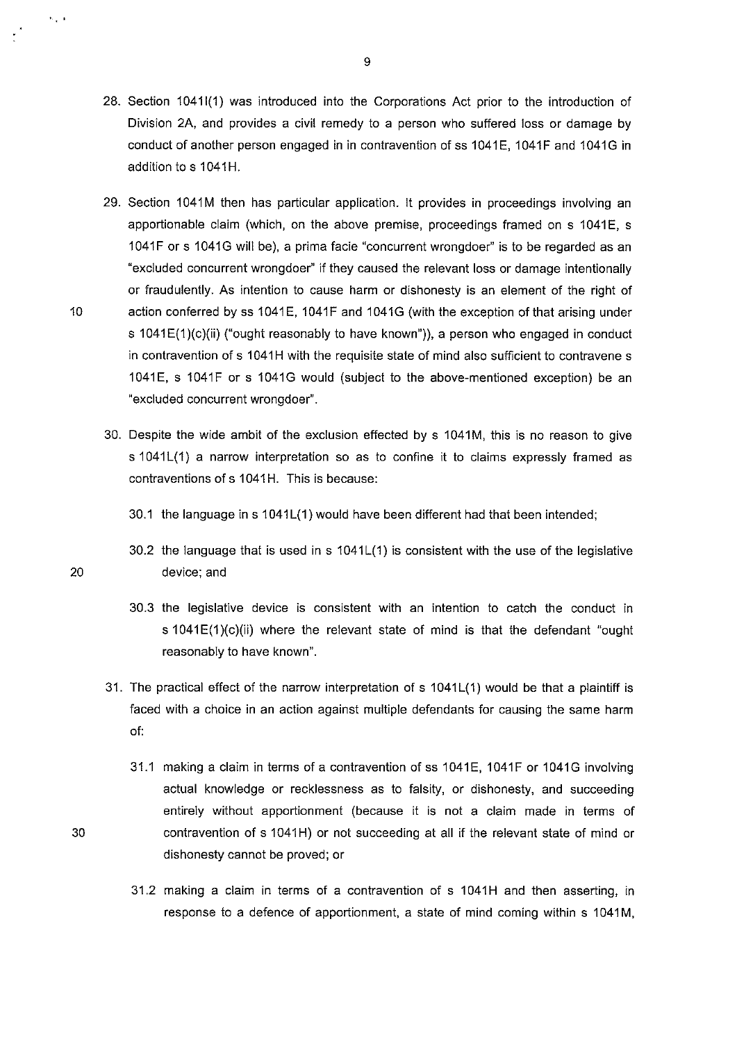28. Section 1041I(1) was introduced into the Corporations Act prior to the introduction of Division 2A, and provides a civil remedy to a person who suffered loss or damage by conduct of another person engaged in in contravention of ss 1041E, 1041F and 1041G in addition to s 1041H.

29. Section 1041M then has particular application. It provides in proceedings involving an apportionable claim (which, on the above premise, proceedings framed on s 1041E, s 1041F or s 1041G will be), a prima facie "concurrent wrongdoer" is to be regarded as an "excluded concurrent wrongdoer" if they caused the relevant loss or damage intentionally or fraudulently. As intention to cause harm or dishonesty is an element of the right of action conferred by ss 1041E, 1041F and 1041G (with the exception of that arising under s 1041E(1)(c)(ii) ("ought reasonably to have known")), a person who engaged in conduct in contravention of s 1041H with the requisite state of mind also sufficient to contravene s 1041E, s 1041F or s 1041G would (subject to the above-mentioned exception) be an "excluded concurrent wrongdoer".

30. Despite the wide ambit of the exclusion effected by s 1041M, this is no reason to give s 1041L(1) a narrow interpretation so as to confine it to claims expressly framed as contraventions of s 1041H. This is because:

    30.1 the language in s 1041L(1) would have been different had that been intended;

    30.2 the language that is used in s 1041L(1) is consistent with the use of the legislative device; and

    30.3 the legislative device is consistent with an intention to catch the conduct in s 1041E(1)(c)(ii) where the relevant state of mind is that the defendant "ought reasonably to have known".

31. The practical effect of the narrow interpretation of s 1041L(1) would be that a plaintiff is faced with a choice in an action against multiple defendants for causing the same harm of:

    31.1 making a claim in terms of a contravention of ss 1041E, 1041F or 1041G involving actual knowledge or recklessness as to falsity, or dishonesty, and succeeding entirely without apportionment (because it is not a claim made in terms of contravention of s 1041H) or not succeeding at all if the relevant state of mind or dishonesty cannot be proved; or

    31.2 making a claim in terms of a contravention of s 1041H and then asserting, in response to a defence of apportionment, a state of mind coming within s 1041M,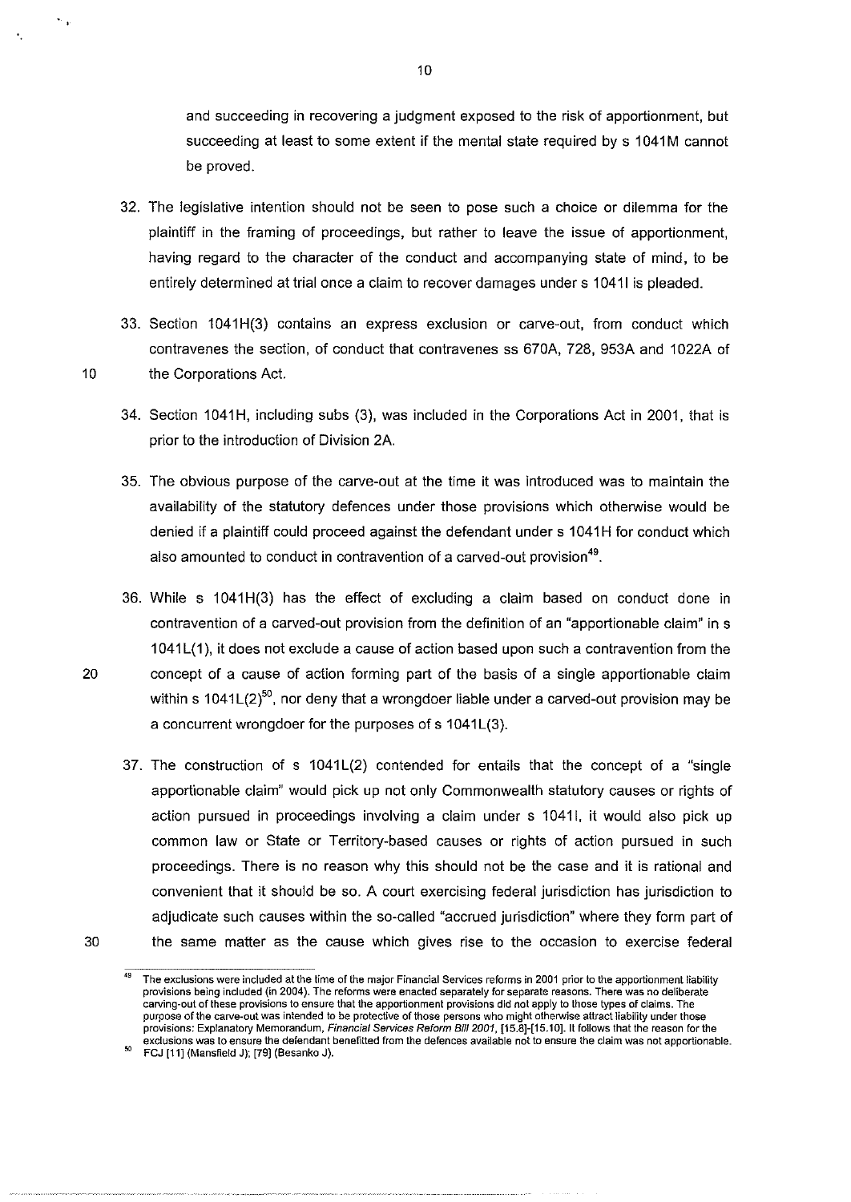and succeeding in recovering a judgment exposed to the risk of apportionment, but succeeding at least to some extent if the mental state required by s 1041M cannot be proved.

32. The legislative intention should not be seen to pose such a choice or dilemma for the plaintiff in the framing of proceedings, but rather to leave the issue of apportionment, having regard to the character of the conduct and accompanying state of mind, to be entirely determined at trial once a claim to recover damages under s 1041I is pleaded.

33. Section 1041H(3) contains an express exclusion or carve-out, from conduct which contravenes the section, of conduct that contravenes ss 670A, 728, 953A and 1022A of the Corporations Act.

34. Section 1041H, including subs (3), was included in the Corporations Act in 2001, that is prior to the introduction of Division 2A.

35. The obvious purpose of the carve-out at the time it was introduced was to maintain the availability of the statutory defences under those provisions which otherwise would be denied if a plaintiff could proceed against the defendant under s 1041H for conduct which also amounted to conduct in contravention of a carved-out provision[49].

36. While s 1041H(3) has the effect of excluding a claim based on conduct done in contravention of a carved-out provision from the definition of an "apportionable claim" in s 1041L(1), it does not exclude a cause of action based upon such a contravention from the concept of a cause of action forming part of the basis of a single apportionable claim within s 1041L(2)[50], nor deny that a wrongdoer liable under a carved-out provision may be a concurrent wrongdoer for the purposes of s 1041L(3).

37. The construction of s 1041L(2) contended for entails that the concept of a "single apportionable claim" would pick up not only Commonwealth statutory causes or rights of action pursued in proceedings involving a claim under s 1041I, it would also pick up common law or State or Territory-based causes or rights of action pursued in such proceedings. There is no reason why this should not be the case and it is rational and convenient that it should be so. A court exercising federal jurisdiction has jurisdiction to adjudicate such causes within the so-called "accrued jurisdiction" where they form part of the same matter as the cause which gives rise to the occasion to exercise federal

---

[49] The exclusions were included at the time of the major Financial Services reforms in 2001 prior to the apportionment liability provisions being included (in 2004). The reforms were enacted separately for separate reasons. There was no deliberate carving-out of these provisions to ensure that the apportionment provisions did not apply to those types of claims. The purpose of the carve-out was intended to be protective of those persons who might otherwise attract liability under those provisions: Explanatory Memorandum, *Financial Services Reform Bill 2001*, [15.8]-[15.10]. It follows that the reason for the exclusions was to ensure the defendant benefitted from the defences available not to ensure the claim was not apportionable.

[50] FCJ [11] (Mansfield J); [79] (Besanko J).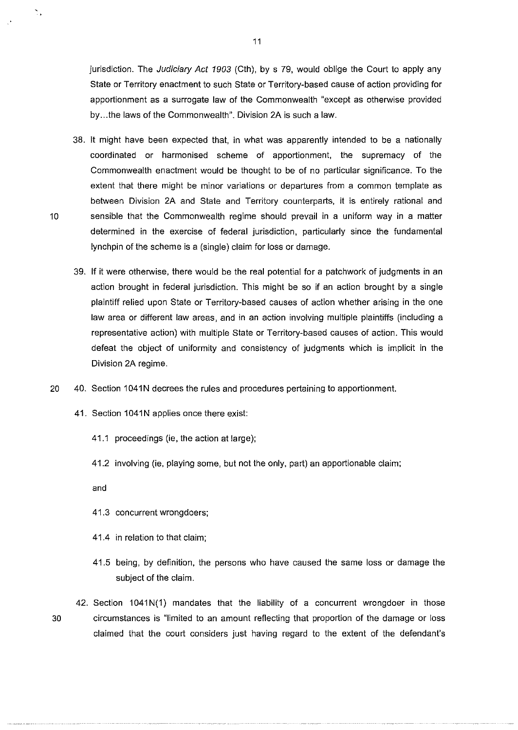jurisdiction. The *Judiciary Act 1903* (Cth), by s 79, would oblige the Court to apply any State or Territory enactment to such State or Territory-based cause of action providing for apportionment as a surrogate law of the Commonwealth "except as otherwise provided by...the laws of the Commonwealth". Division 2A is such a law.

38. It might have been expected that, in what was apparently intended to be a nationally coordinated or harmonised scheme of apportionment, the supremacy of the Commonwealth enactment would be thought to be of no particular significance. To the extent that there might be minor variations or departures from a common template as between Division 2A and State and Territory counterparts, it is entirely rational and sensible that the Commonwealth regime should prevail in a uniform way in a matter determined in the exercise of federal jurisdiction, particularly since the fundamental lynchpin of the scheme is a (single) claim for loss or damage.

39. If it were otherwise, there would be the real potential for a patchwork of judgments in an action brought in federal jurisdiction. This might be so if an action brought by a single plaintiff relied upon State or Territory-based causes of action whether arising in the one law area or different law areas, and in an action involving multiple plaintiffs (including a representative action) with multiple State or Territory-based causes of action. This would defeat the object of uniformity and consistency of judgments which is implicit in the Division 2A regime.

40. Section 1041N decrees the rules and procedures pertaining to apportionment.

41. Section 1041N applies once there exist:

    41.1 proceedings (ie, the action at large);

    41.2 involving (ie, playing some, but not the only, part) an apportionable claim;

    and

    41.3 concurrent wrongdoers;

    41.4 in relation to that claim;

    41.5 being, by definition, the persons who have caused the same loss or damage the subject of the claim.

42. Section 1041N(1) mandates that the liability of a concurrent wrongdoer in those circumstances is "limited to an amount reflecting that proportion of the damage or loss claimed that the court considers just having regard to the extent of the defendant's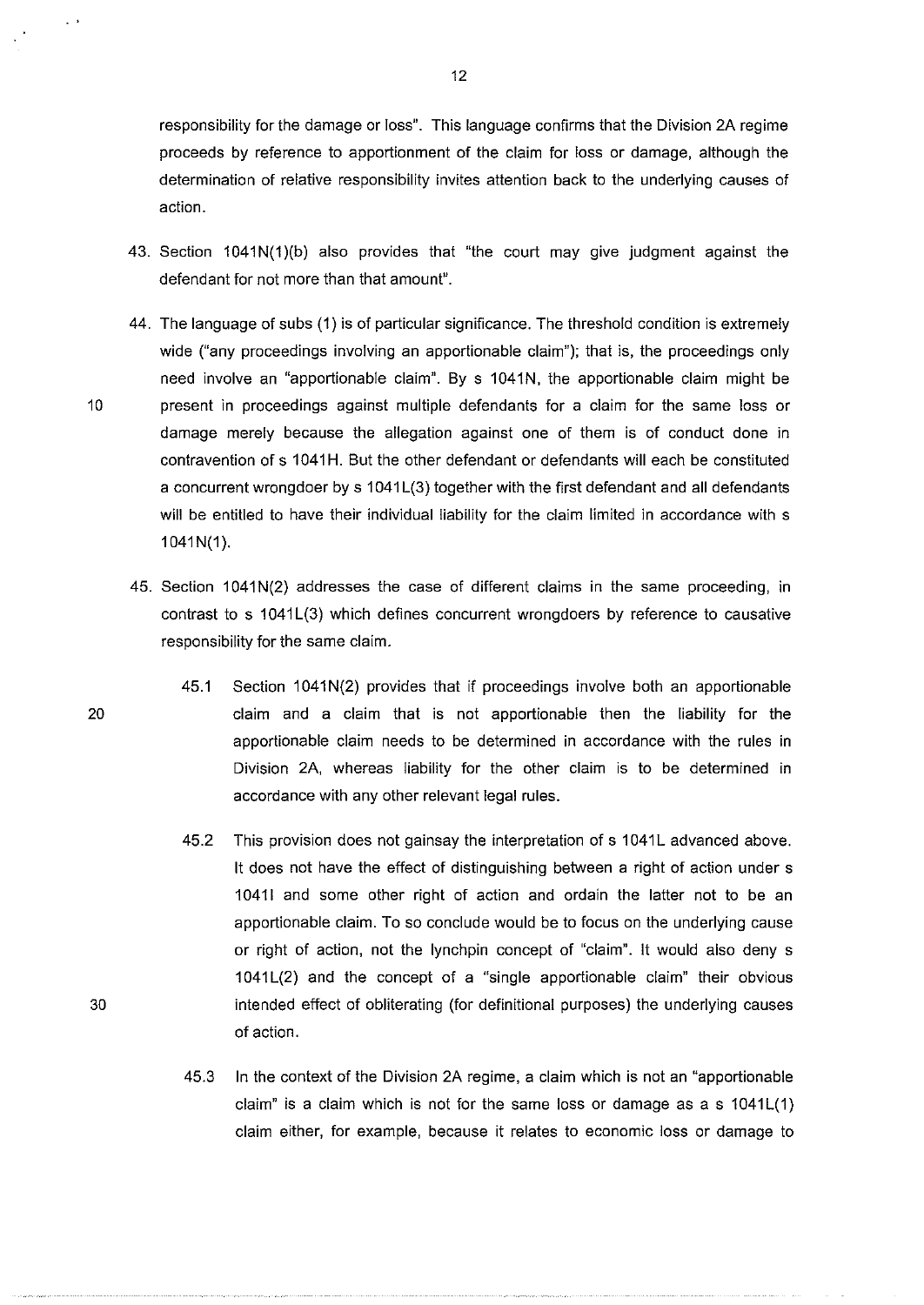responsibility for the damage or loss". This language confirms that the Division 2A regime proceeds by reference to apportionment of the claim for loss or damage, although the determination of relative responsibility invites attention back to the underlying causes of action.

43. Section 1041N(1)(b) also provides that "the court may give judgment against the defendant for not more than that amount".

44. The language of subs (1) is of particular significance. The threshold condition is extremely wide ("any proceedings involving an apportionable claim"); that is, the proceedings only need involve an "apportionable claim". By s 1041N, the apportionable claim might be present in proceedings against multiple defendants for a claim for the same loss or damage merely because the allegation against one of them is of conduct done in contravention of s 1041H. But the other defendant or defendants will each be constituted a concurrent wrongdoer by s 1041L(3) together with the first defendant and all defendants will be entitled to have their individual liability for the claim limited in accordance with s 1041N(1).

45. Section 1041N(2) addresses the case of different claims in the same proceeding, in contrast to s 1041L(3) which defines concurrent wrongdoers by reference to causative responsibility for the same claim.

    45.1 Section 1041N(2) provides that if proceedings involve both an apportionable claim and a claim that is not apportionable then the liability for the apportionable claim needs to be determined in accordance with the rules in Division 2A, whereas liability for the other claim is to be determined in accordance with any other relevant legal rules.

    45.2 This provision does not gainsay the interpretation of s 1041L advanced above. It does not have the effect of distinguishing between a right of action under s 1041I and some other right of action and ordain the latter not to be an apportionable claim. To so conclude would be to focus on the underlying cause or right of action, not the lynchpin concept of "claim". It would also deny s 1041L(2) and the concept of a "single apportionable claim" their obvious intended effect of obliterating (for definitional purposes) the underlying causes of action.

    45.3 In the context of the Division 2A regime, a claim which is not an "apportionable claim" is a claim which is not for the same loss or damage as a s 1041L(1) claim either, for example, because it relates to economic loss or damage to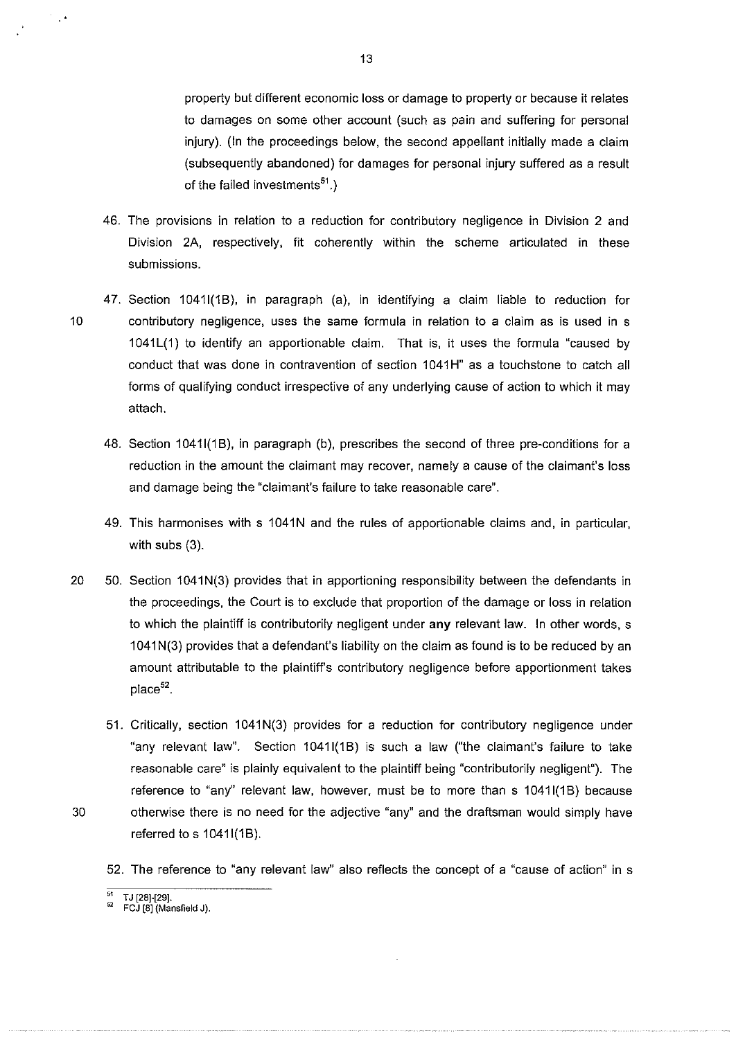property but different economic loss or damage to property or because it relates to damages on some other account (such as pain and suffering for personal injury). (In the proceedings below, the second appellant initially made a claim (subsequently abandoned) for damages for personal injury suffered as a result of the failed investments[51].)

46. The provisions in relation to a reduction for contributory negligence in Division 2 and Division 2A, respectively, fit coherently within the scheme articulated in these submissions.

47. Section 1041I(1B), in paragraph (a), in identifying a claim liable to reduction for contributory negligence, uses the same formula in relation to a claim as is used in s 1041L(1) to identify an apportionable claim. That is, it uses the formula "caused by conduct that was done in contravention of section 1041H" as a touchstone to catch all forms of qualifying conduct irrespective of any underlying cause of action to which it may attach.

48. Section 1041I(1B), in paragraph (b), prescribes the second of three pre-conditions for a reduction in the amount the claimant may recover, namely a cause of the claimant's loss and damage being the "claimant's failure to take reasonable care".

49. This harmonises with s 1041N and the rules of apportionable claims and, in particular, with subs (3).

50. Section 1041N(3) provides that in apportioning responsibility between the defendants in the proceedings, the Court is to exclude that proportion of the damage or loss in relation to which the plaintiff is contributorily negligent under **any** relevant law. In other words, s 1041N(3) provides that a defendant's liability on the claim as found is to be reduced by an amount attributable to the plaintiff's contributory negligence before apportionment takes place[52].

51. Critically, section 1041N(3) provides for a reduction for contributory negligence under "any relevant law". Section 1041I(1B) is such a law ("the claimant's failure to take reasonable care" is plainly equivalent to the plaintiff being "contributorily negligent"). The reference to "any" relevant law, however, must be to more than s 1041I(1B) because otherwise there is no need for the adjective "any" and the draftsman would simply have referred to s 1041I(1B).

52. The reference to "any relevant law" also reflects the concept of a "cause of action" in s

---

[51] TJ [28]-[29].

[52] FCJ [8] (Mansfield J).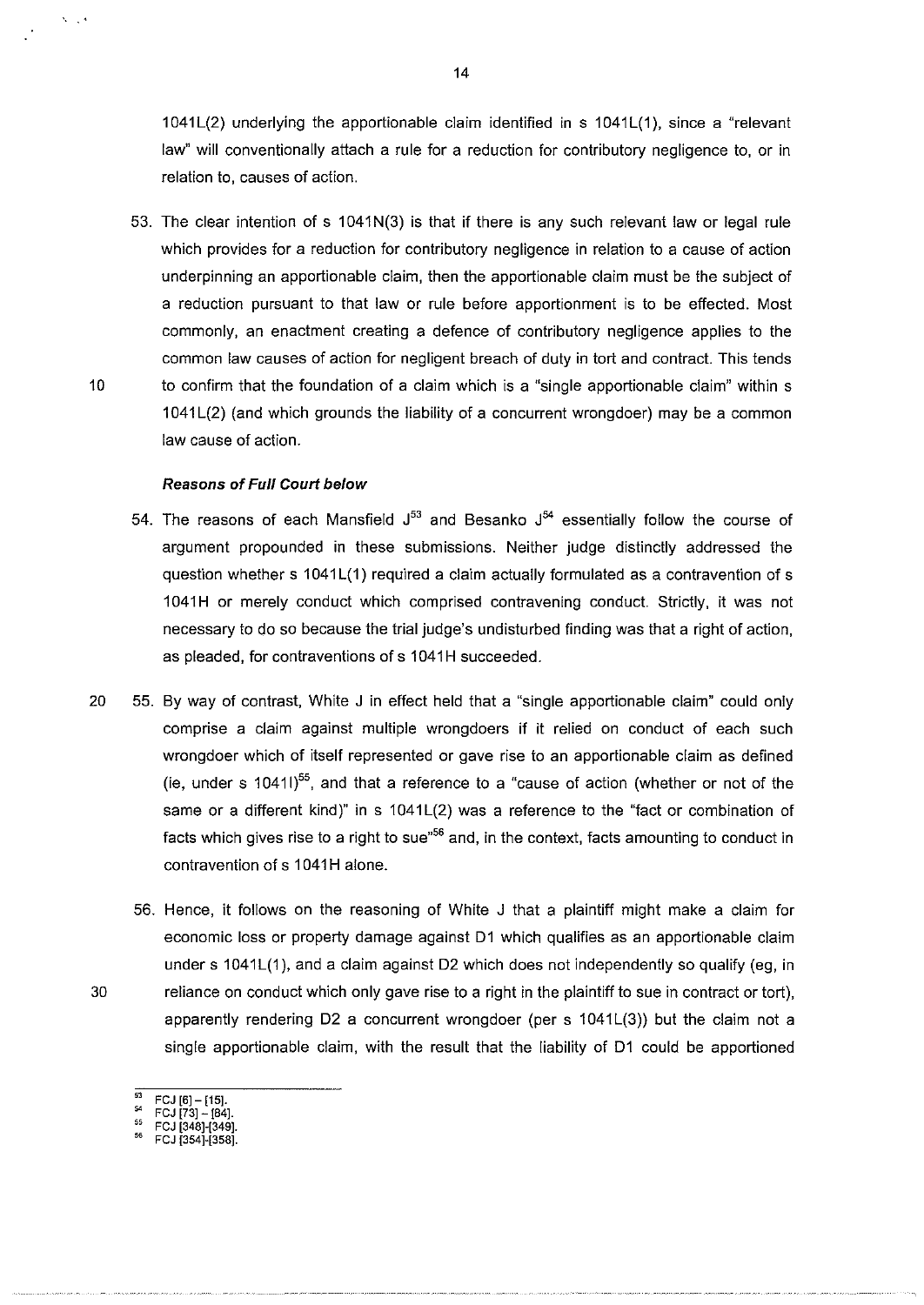1041L(2) underlying the apportionable claim identified in s 1041L(1), since a "relevant law" will conventionally attach a rule for a reduction for contributory negligence to, or in relation to, causes of action.

53. The clear intention of s 1041N(3) is that if there is any such relevant law or legal rule which provides for a reduction for contributory negligence in relation to a cause of action underpinning an apportionable claim, then the apportionable claim must be the subject of a reduction pursuant to that law or rule before apportionment is to be effected. Most commonly, an enactment creating a defence of contributory negligence applies to the common law causes of action for negligent breach of duty in tort and contract. This tends to confirm that the foundation of a claim which is a "single apportionable claim" within s 1041L(2) (and which grounds the liability of a concurrent wrongdoer) may be a common law cause of action.

### *Reasons of Full Court below*

54. The reasons of each Mansfield J[53] and Besanko J[54] essentially follow the course of argument propounded in these submissions. Neither judge distinctly addressed the question whether s 1041L(1) required a claim actually formulated as a contravention of s 1041H or merely conduct which comprised contravening conduct. Strictly, it was not necessary to do so because the trial judge's undisturbed finding was that a right of action, as pleaded, for contraventions of s 1041H succeeded.

55. By way of contrast, White J in effect held that a "single apportionable claim" could only comprise a claim against multiple wrongdoers if it relied on conduct of each such wrongdoer which of itself represented or gave rise to an apportionable claim as defined (ie, under s 1041I)[55], and that a reference to a "cause of action (whether or not of the same or a different kind)" in s 1041L(2) was a reference to the "fact or combination of facts which gives rise to a right to sue"[56] and, in the context, facts amounting to conduct in contravention of s 1041H alone.

56. Hence, it follows on the reasoning of White J that a plaintiff might make a claim for economic loss or property damage against D1 which qualifies as an apportionable claim under s 1041L(1), and a claim against D2 which does not independently so qualify (eg, in reliance on conduct which only gave rise to a right in the plaintiff to sue in contract or tort), apparently rendering D2 a concurrent wrongdoer (per s 1041L(3)) but the claim not a single apportionable claim, with the result that the liability of D1 could be apportioned

---

[53] FCJ [6] – [15].
[54] FCJ [73] – [84].
[55] FCJ [348]-[349].
[56] FCJ [354]-[358].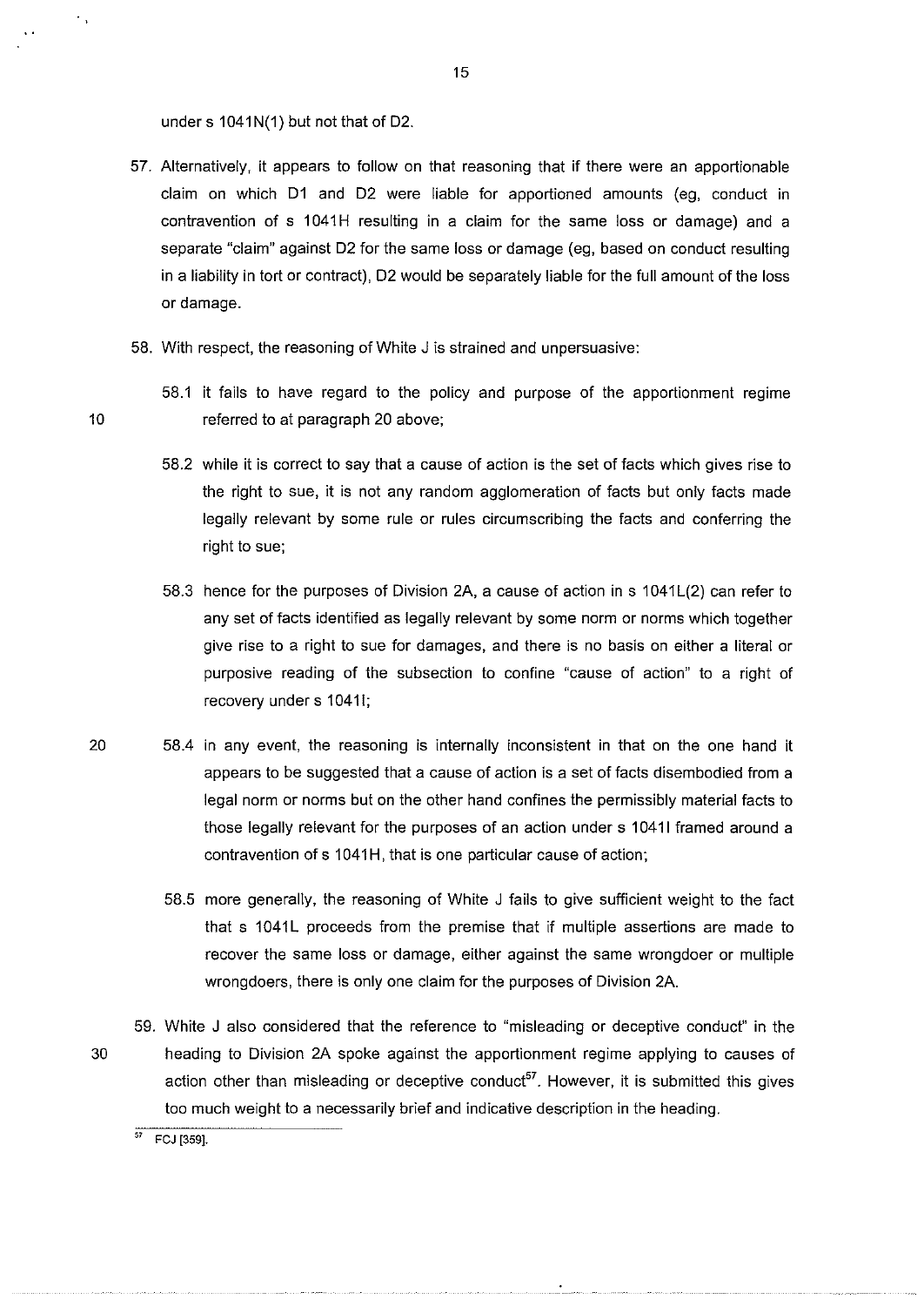under s 1041N(1) but not that of D2.

57. Alternatively, it appears to follow on that reasoning that if there were an apportionable claim on which D1 and D2 were liable for apportioned amounts (eg, conduct in contravention of s 1041H resulting in a claim for the same loss or damage) and a separate "claim" against D2 for the same loss or damage (eg, based on conduct resulting in a liability in tort or contract), D2 would be separately liable for the full amount of the loss or damage.

58. With respect, the reasoning of White J is strained and unpersuasive:

    58.1 it fails to have regard to the policy and purpose of the apportionment regime referred to at paragraph 20 above;

    58.2 while it is correct to say that a cause of action is the set of facts which gives rise to the right to sue, it is not any random agglomeration of facts but only facts made legally relevant by some rule or rules circumscribing the facts and conferring the right to sue;

    58.3 hence for the purposes of Division 2A, a cause of action in s 1041L(2) can refer to any set of facts identified as legally relevant by some norm or norms which together give rise to a right to sue for damages, and there is no basis on either a literal or purposive reading of the subsection to confine "cause of action" to a right of recovery under s 1041I;

    58.4 in any event, the reasoning is internally inconsistent in that on the one hand it appears to be suggested that a cause of action is a set of facts disembodied from a legal norm or norms but on the other hand confines the permissibly material facts to those legally relevant for the purposes of an action under s 1041I framed around a contravention of s 1041H, that is one particular cause of action;

    58.5 more generally, the reasoning of White J fails to give sufficient weight to the fact that s 1041L proceeds from the premise that if multiple assertions are made to recover the same loss or damage, either against the same wrongdoer or multiple wrongdoers, there is only one claim for the purposes of Division 2A.

59. White J also considered that the reference to "misleading or deceptive conduct" in the heading to Division 2A spoke against the apportionment regime applying to causes of action other than misleading or deceptive conduct[57]. However, it is submitted this gives too much weight to a necessarily brief and indicative description in the heading.

[57] FCJ [359].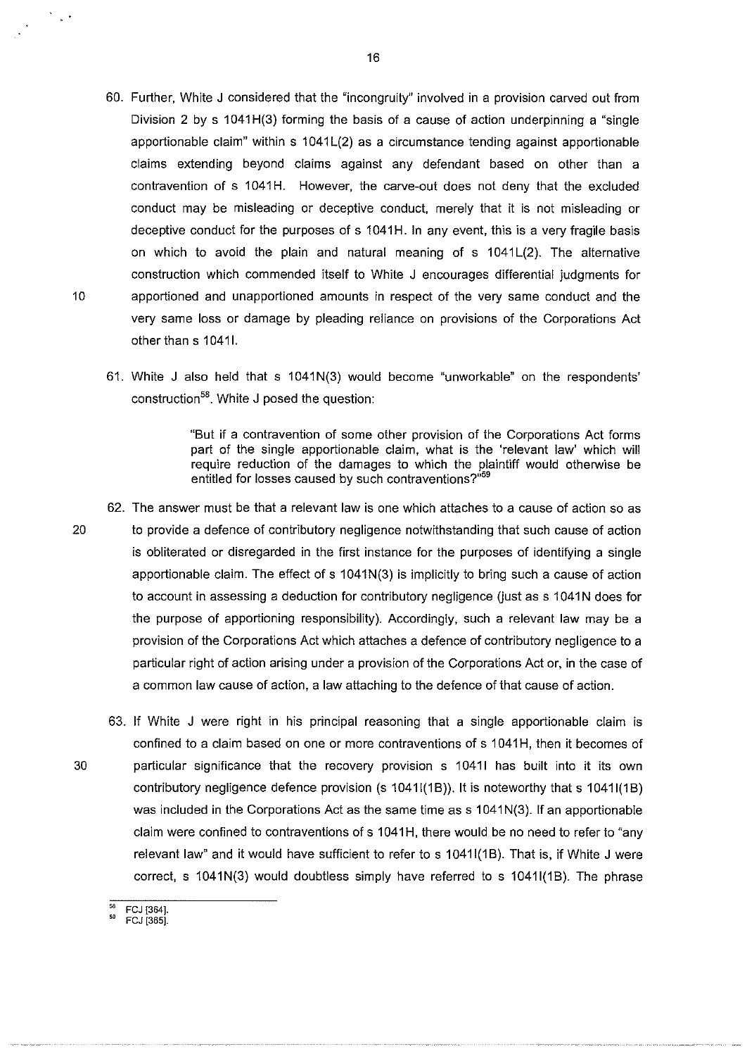60. Further, White J considered that the "incongruity" involved in a provision carved out from Division 2 by s 1041H(3) forming the basis of a cause of action underpinning a "single apportionable claim" within s 1041L(2) as a circumstance tending against apportionable claims extending beyond claims against any defendant based on other than a contravention of s 1041H. However, the carve-out does not deny that the excluded conduct may be misleading or deceptive conduct, merely that it is not misleading or deceptive conduct for the purposes of s 1041H. In any event, this is a very fragile basis on which to avoid the plain and natural meaning of s 1041L(2). The alternative construction which commended itself to White J encourages differential judgments for apportioned and unapportioned amounts in respect of the very same conduct and the very same loss or damage by pleading reliance on provisions of the Corporations Act other than s 1041I.

61. White J also held that s 1041N(3) would become "unworkable" on the respondents' construction[58]. White J posed the question:

> "But if a contravention of some other provision of the Corporations Act forms part of the single apportionable claim, what is the 'relevant law' which will require reduction of the damages to which the plaintiff would otherwise be entitled for losses caused by such contraventions?"[59]

62. The answer must be that a relevant law is one which attaches to a cause of action so as to provide a defence of contributory negligence notwithstanding that such cause of action is obliterated or disregarded in the first instance for the purposes of identifying a single apportionable claim. The effect of s 1041N(3) is implicitly to bring such a cause of action to account in assessing a deduction for contributory negligence (just as s 1041N does for the purpose of apportioning responsibility). Accordingly, such a relevant law may be a provision of the Corporations Act which attaches a defence of contributory negligence to a particular right of action arising under a provision of the Corporations Act or, in the case of a common law cause of action, a law attaching to the defence of that cause of action.

63. If White J were right in his principal reasoning that a single apportionable claim is confined to a claim based on one or more contraventions of s 1041H, then it becomes of particular significance that the recovery provision s 1041I has built into it its own contributory negligence defence provision (s 1041I(1B)). It is noteworthy that s 1041I(1B) was included in the Corporations Act as the same time as s 1041N(3). If an apportionable claim were confined to contraventions of s 1041H, there would be no need to refer to "any relevant law" and it would have sufficient to refer to s 1041I(1B). That is, if White J were correct, s 1041N(3) would doubtless simply have referred to s 1041I(1B). The phrase

---

[58] FCJ [364].
[59] FCJ [365].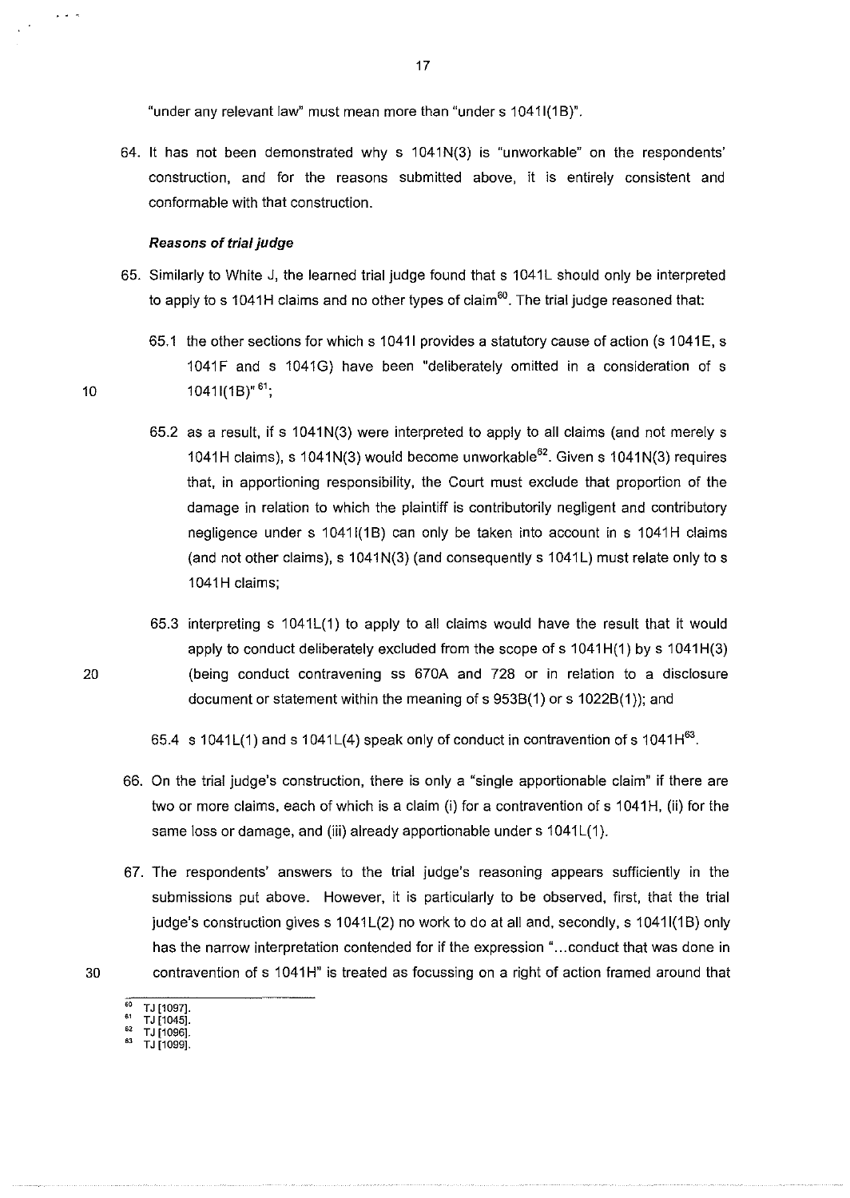"under any relevant law" must mean more than "under s 1041I(1B)".

64. It has not been demonstrated why s 1041N(3) is "unworkable" on the respondents' construction, and for the reasons submitted above, it is entirely consistent and conformable with that construction.

***Reasons of trial judge***

65. Similarly to White J, the learned trial judge found that s 1041L should only be interpreted to apply to s 1041H claims and no other types of claim[60]. The trial judge reasoned that:

   65.1 the other sections for which s 1041I provides a statutory cause of action (s 1041E, s 1041F and s 1041G) have been "deliberately omitted in a consideration of s 1041I(1B)"[61];

   65.2 as a result, if s 1041N(3) were interpreted to apply to all claims (and not merely s 1041H claims), s 1041N(3) would become unworkable[62]. Given s 1041N(3) requires that, in apportioning responsibility, the Court must exclude that proportion of the damage in relation to which the plaintiff is contributorily negligent and contributory negligence under s 1041I(1B) can only be taken into account in s 1041H claims (and not other claims), s 1041N(3) (and consequently s 1041L) must relate only to s 1041H claims;

   65.3 interpreting s 1041L(1) to apply to all claims would have the result that it would apply to conduct deliberately excluded from the scope of s 1041H(1) by s 1041H(3) (being conduct contravening ss 670A and 728 or in relation to a disclosure document or statement within the meaning of s 953B(1) or s 1022B(1)); and

   65.4 s 1041L(1) and s 1041L(4) speak only of conduct in contravention of s 1041H[63].

66. On the trial judge's construction, there is only a "single apportionable claim" if there are two or more claims, each of which is a claim (i) for a contravention of s 1041H, (ii) for the same loss or damage, and (iii) already apportionable under s 1041L(1).

67. The respondents' answers to the trial judge's reasoning appears sufficiently in the submissions put above. However, it is particularly to be observed, first, that the trial judge's construction gives s 1041L(2) no work to do at all and, secondly, s 1041I(1B) only has the narrow interpretation contended for if the expression "...conduct that was done in contravention of s 1041H" is treated as focussing on a right of action framed around that

---

[60] TJ [1097].
[61] TJ [1045].
[62] TJ [1096].
[63] TJ [1099].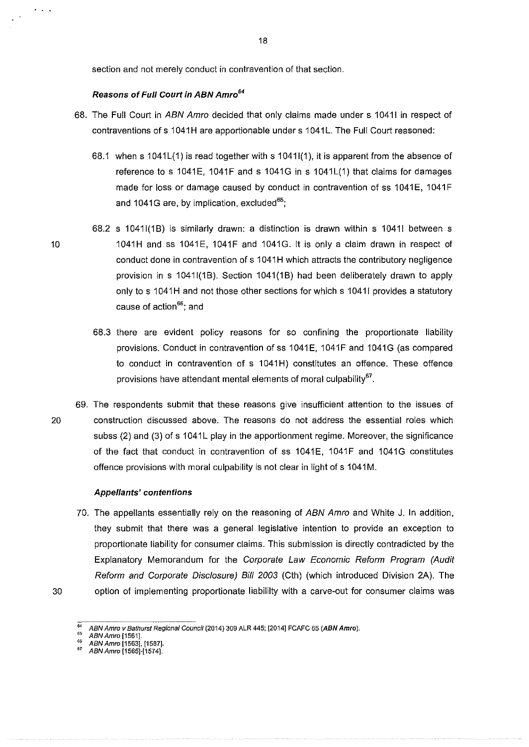section and not merely conduct in contravention of that section.

#### *Reasons of Full Court in ABN Amro*[64]

68. The Full Court in *ABN Amro* decided that only claims made under s 1041I in respect of contraventions of s 1041H are apportionable under s 1041L. The Full Court reasoned:

    68.1 when s 1041L(1) is read together with s 1041I(1), it is apparent from the absence of reference to s 1041E, 1041F and s 1041G in s 1041L(1) that claims for damages made for loss or damage caused by conduct in contravention of ss 1041E, 1041F and 1041G are, by implication, excluded[65];

    68.2 s 1041I(1B) is similarly drawn: a distinction is drawn within s 1041I between s 1041H and ss 1041E, 1041F and 1041G. It is only a claim drawn in respect of conduct done in contravention of s 1041H which attracts the contributory negligence provision in s 1041I(1B). Section 1041(1B) had been deliberately drawn to apply only to s 1041H and not those other sections for which s 1041I provides a statutory cause of action[66]; and

    68.3 there are evident policy reasons for so confining the proportionate liability provisions. Conduct in contravention of ss 1041E, 1041F and 1041G (as compared to conduct in contravention of s 1041H) constitutes an offence. These offence provisions have attendant mental elements of moral culpability[67].

69. The respondents submit that these reasons give insufficient attention to the issues of construction discussed above. The reasons do not address the essential roles which subss (2) and (3) of s 1041L play in the apportionment regime. Moreover, the significance of the fact that conduct in contravention of ss 1041E, 1041F and 1041G constitutes offence provisions with moral culpability is not clear in light of s 1041M.

#### *Appellants' contentions*

70. The appellants essentially rely on the reasoning of *ABN Amro* and White J. In addition, they submit that there was a general legislative intention to provide an exception to proportionate liability for consumer claims. This submission is directly contradicted by the Explanatory Memorandum for the *Corporate Law Economic Reform Program (Audit Reform and Corporate Disclosure) Bill 2003* (Cth) (which introduced Division 2A). The option of implementing proportionate liability with a carve-out for consumer claims was

---

[64] *ABN Amro v Bathurst Regional Council* (2014) 309 ALR 445; [2014] FCAFC 65 (***ABN Amro***).
[65] *ABN Amro* [1561].
[66] *ABN Amro* [1563], [1587].
[67] *ABN Amro* [1565]-[1574].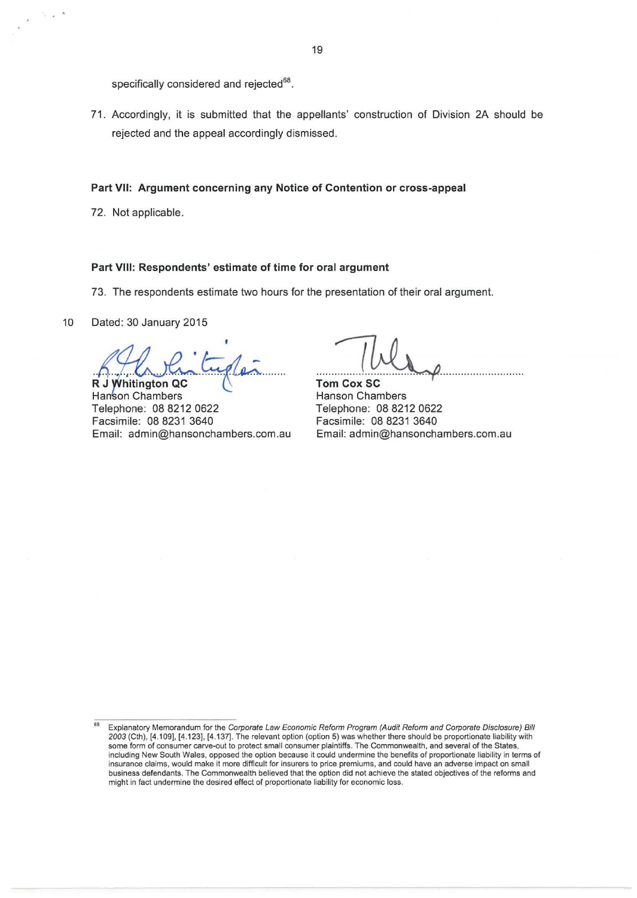specifically considered and rejected[68].

71. Accordingly, it is submitted that the appellants' construction of Division 2A should be rejected and the appeal accordingly dismissed.

**Part VII: Argument concerning any Notice of Contention or cross-appeal**

72. Not applicable.

**Part VIII: Respondents' estimate of time for oral argument**

73. The respondents estimate two hours for the presentation of their oral argument.

Dated: 30 January 2015

**R J Whitington QC**
Hanson Chambers
Telephone: 08 8212 0622
Facsimile: 08 8231 3640
Email: admin@hansonchambers.com.au

**Tom Cox SC**
Hanson Chambers
Telephone: 08 8212 0622
Facsimile: 08 8231 3640
Email: admin@hansonchambers.com.au

---

[68] Explanatory Memorandum for the *Corporate Law Economic Reform Program (Audit Reform and Corporate Disclosure) Bill 2003* (Cth), [4.109], [4.123], [4.137]. The relevant option (option 5) was whether there should be proportionate liability with some form of consumer carve-out to protect small consumer plaintiffs. The Commonwealth, and several of the States, including New South Wales, opposed the option because it could undermine the benefits of proportionate liability in terms of insurance claims, would make it more difficult for insurers to price premiums, and could have an adverse impact on small business defendants. The Commonwealth believed that the option did not achieve the stated objectives of the reforms and might in fact undermine the desired effect of proportionate liability for economic loss.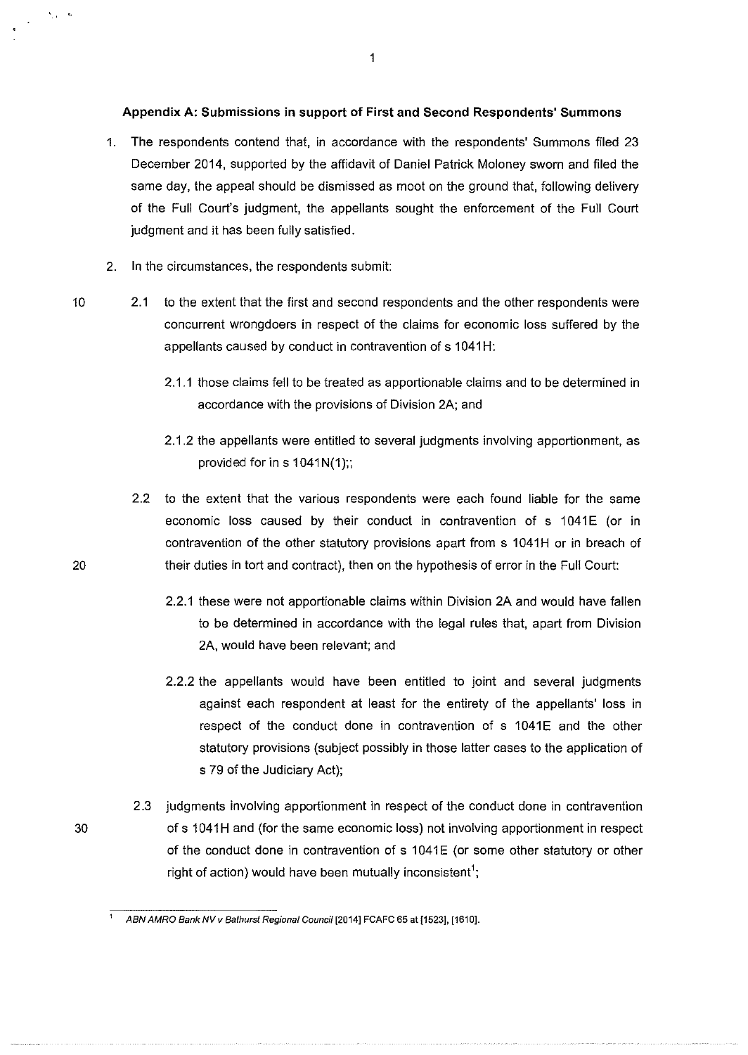**Appendix A: Submissions in support of First and Second Respondents' Summons**

1. The respondents contend that, in accordance with the respondents' Summons filed 23 December 2014, supported by the affidavit of Daniel Patrick Moloney sworn and filed the same day, the appeal should be dismissed as moot on the ground that, following delivery of the Full Court's judgment, the appellants sought the enforcement of the Full Court judgment and it has been fully satisfied.

2. In the circumstances, the respondents submit:

   2.1 to the extent that the first and second respondents and the other respondents were concurrent wrongdoers in respect of the claims for economic loss suffered by the appellants caused by conduct in contravention of s 1041H:

      2.1.1 those claims fell to be treated as apportionable claims and to be determined in accordance with the provisions of Division 2A; and

      2.1.2 the appellants were entitled to several judgments involving apportionment, as provided for in s 1041N(1);;

   2.2 to the extent that the various respondents were each found liable for the same economic loss caused by their conduct in contravention of s 1041E (or in contravention of the other statutory provisions apart from s 1041H or in breach of their duties in tort and contract), then on the hypothesis of error in the Full Court:

      2.2.1 these were not apportionable claims within Division 2A and would have fallen to be determined in accordance with the legal rules that, apart from Division 2A, would have been relevant; and

      2.2.2 the appellants would have been entitled to joint and several judgments against each respondent at least for the entirety of the appellants' loss in respect of the conduct done in contravention of s 1041E and the other statutory provisions (subject possibly in those latter cases to the application of s 79 of the Judiciary Act);

   2.3 judgments involving apportionment in respect of the conduct done in contravention of s 1041H and (for the same economic loss) not involving apportionment in respect of the conduct done in contravention of s 1041E (or some other statutory or other right of action) would have been mutually inconsistent[1];

---

[1] *ABN AMRO Bank NV v Bathurst Regional Council* [2014] FCAFC 65 at [1523], [1610].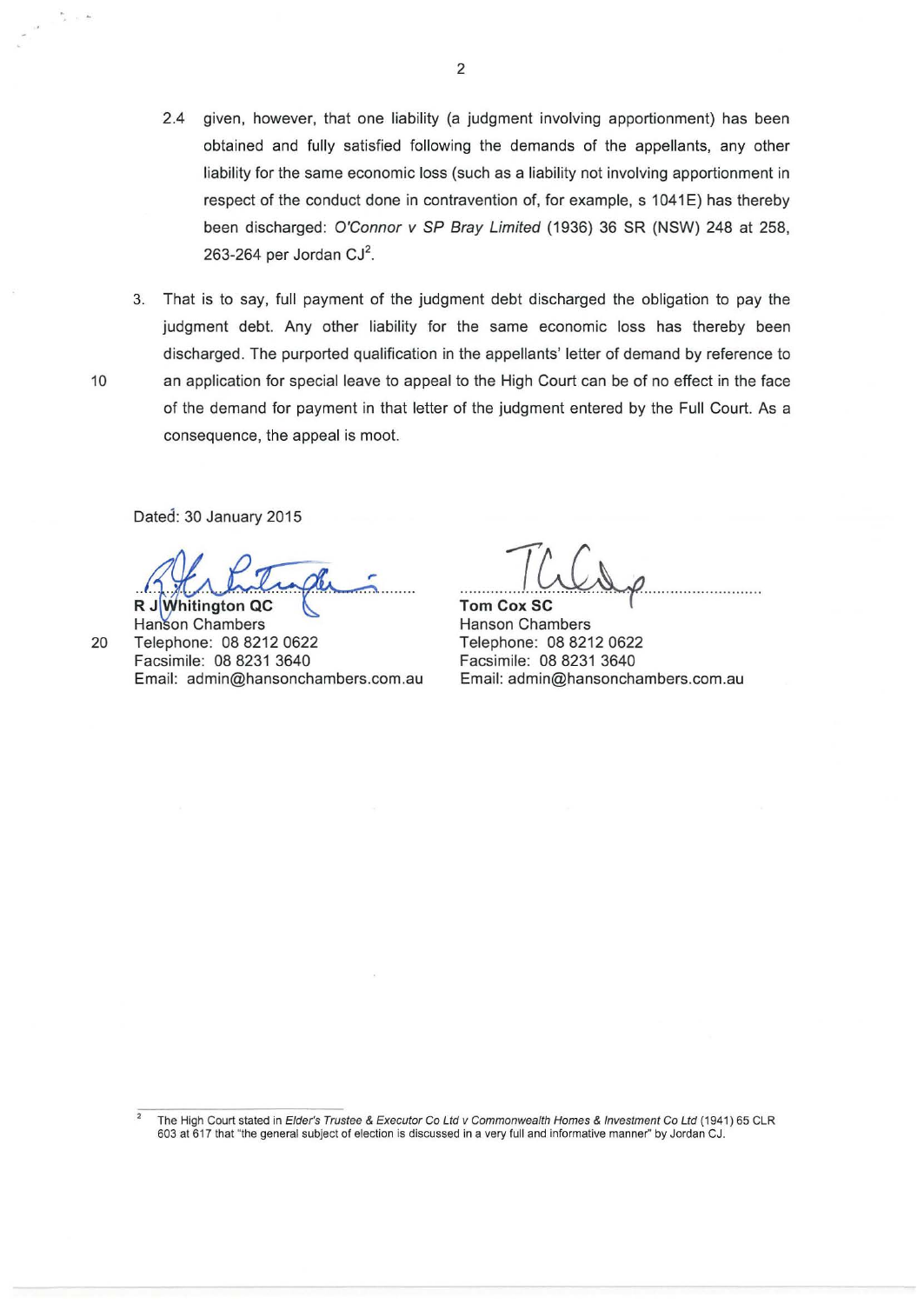2.4 given, however, that one liability (a judgment involving apportionment) has been obtained and fully satisfied following the demands of the appellants, any other liability for the same economic loss (such as a liability not involving apportionment in respect of the conduct done in contravention of, for example, s 1041E) has thereby been discharged: *O'Connor v SP Bray Limited* (1936) 36 SR (NSW) 248 at 258, 263-264 per Jordan CJ[2].

3. That is to say, full payment of the judgment debt discharged the obligation to pay the judgment debt. Any other liability for the same economic loss has thereby been discharged. The purported qualification in the appellants' letter of demand by reference to an application for special leave to appeal to the High Court can be of no effect in the face of the demand for payment in that letter of the judgment entered by the Full Court. As a consequence, the appeal is moot.

Dated: 30 January 2015

**R J Whitington QC**
Hanson Chambers
Telephone: 08 8212 0622
Facsimile: 08 8231 3640
Email: admin@hansonchambers.com.au

**Tom Cox SC**
Hanson Chambers
Telephone: 08 8212 0622
Facsimile: 08 8231 3640
Email: admin@hansonchambers.com.au

---

[2] The High Court stated in *Elder's Trustee & Executor Co Ltd v Commonwealth Homes & Investment Co Ltd* (1941) 65 CLR 603 at 617 that "the general subject of election is discussed in a very full and informative manner" by Jordan CJ.